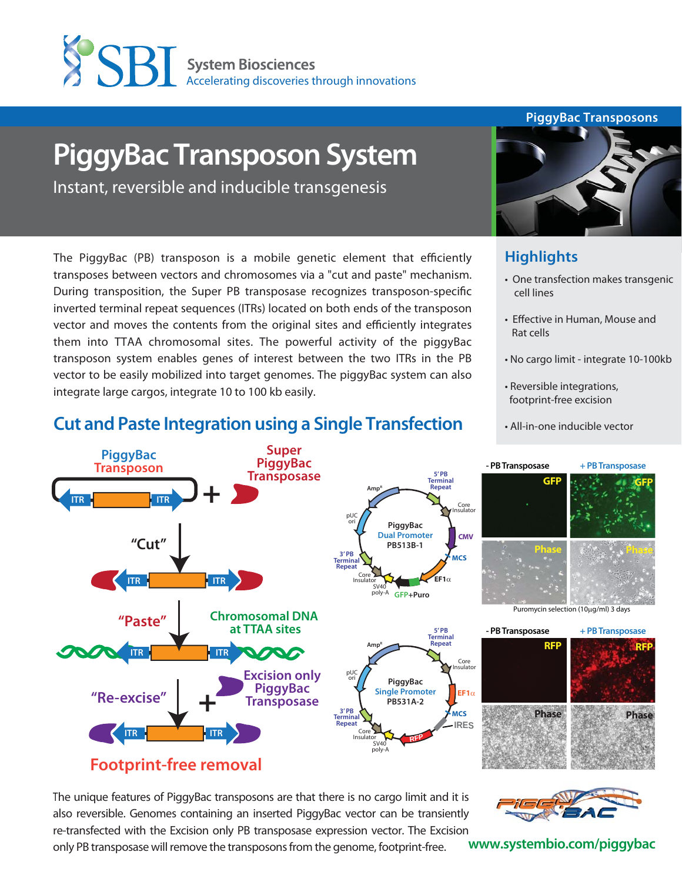# PiggyBac Transposon System

Instant, reversible and inducible transgenesis

The PiggyBac (PB) transposon is a mobile genetic element that efficiently transposes between vectors and chromosomes via a "cut and paste" mechanism. During transposition, the Super PB transposase recognizes transposon-specific inverted terminal repeat sequences (ITRs) located on both ends of the transposon vector and moves the contents from the original sites and efficiently integrates them into TTAA chromosomal sites. The powerful activity of the piggyBac transposon system enables genes of interest between the two ITRs in the PB vector to be easily mobilized into target genomes. The piggyBac system can also integrate large cargos, integrate 10 to 100 kb easily.

## Highlights

- One transfection makes transgenic cell lines
- Effective in Human, Mouse and Rat cells
- No cargo limit - integrate 10-100kb
- Reversible integrations, footprint-free excision
- All-in-one inducible vector

## Cut and Paste Integration using a Single Transfection

PiggyBac Transposon + Super PiggyBac Transposase

"Cut"

"Paste" — Chromosomal DNA at TTAA sites

"Re-excise" + Excision only PiggyBac Transposase

Footprint-free removal

PiggyBac Dual Promoter PB513B-1

PiggyBac Single Promoter PB531A-2

Puromycin selection (10μg/ml) 3 days

The unique features of PiggyBac transposons are that there is no cargo limit and it is also reversible. Genomes containing an inserted PiggyBac vector can be transiently re-transfected with the Excision only PB transposase expression vector. The Excision only PB transposase will remove the transposons from the genome, footprint-free.

www.systembio.com/piggybac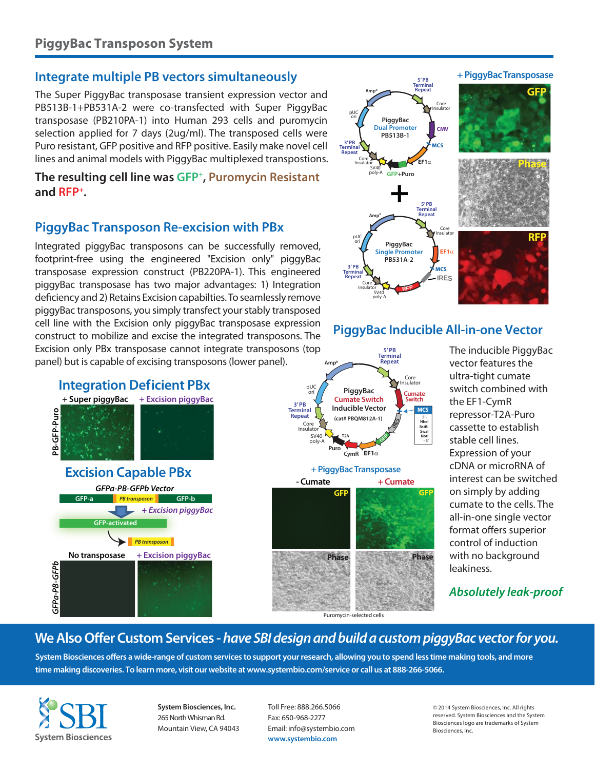## PiggyBac Transposon System

### Integrate multiple PB vectors simultaneously

The Super PiggyBac transposase transient expression vector and PB513B-1+PB531A-2 were co-transfected with Super PiggyBac transposase (PB210PA-1) into Human 293 cells and puromycin selection applied for 7 days (2ug/ml). The transposed cells were Puro resistant, GFP positive and RFP positive. Easily make novel cell lines and animal models with PiggyBac multiplexed transpostions.

**The resulting cell line was GFP+, Puromycin Resistant and RFP+.**

5' PB Terminal Repeat
Core Insulator
CMV
MCS
EF1α
GFP+Puro
SV40 poly-A
Core Insulator
3' PB Terminal Repeat
pUC ori
AmpR
PiggyBac
Dual Promoter
PB513B-1

+

5' PB Terminal Repeat
Core Insulator
EF1α
MCS
IRES
RFP
SV40 poly-A
Core Insulator
3' PB Terminal Repeat
pUC ori
AmpR
PiggyBac
Single Promoter
PB531A-2

+ PiggyBac Transposase
GFP
Phase
RFP

### PiggyBac Transposon Re-excision with PBx

Integrated piggyBac transposons can be successfully removed, footprint-free using the engineered "Excision only" piggyBac transposase expression construct (PB220PA-1). This engineered piggyBac transposase has two major advantages: 1) Integration deficiency and 2) Retains Excision capabilties. To seamlessly remove piggyBac transposons, you simply transfect your stably transposed cell line with the Excision only piggyBac transposase expression construct to mobilize and excise the integrated transposons. The Excision only PBx transposase cannot integrate transposons (top panel) but is capable of excising transposons (lower panel).

#### Integration Deficient PBx

+ Super piggyBac
+ Excision piggyBac
PB-GFP-Puro

#### Excision Capable PBx

*GFPa-PB-GFPb Vector*
GFP-a
PB transposon
GFP-b
*+ Excision piggyBac*
GFP-activated
PB transposon

No transposase
+ Excision piggyBac
GFPa-PB-GFPb

### PiggyBac Inducible All-in-one Vector

5' PB Terminal Repeat
Core Insulator
Cumate Switch
MCS
5'- NheI BstBI SwaI NotI -3'
IRES
GFP
EF1α
CymR
T2A
Puro
SV40 poly-A
Core Insulator
3' PB Terminal Repeat
pUC ori
AmpR
PiggyBac
Cumate Switch
Inducible Vector
(cat# PBQM812A-1)

+ PiggyBac Transposase
- Cumate
+ Cumate
GFP
GFP
Phase
Phase
Puromycin-selected cells

The inducible PiggyBac vector features the ultra-tight cumate switch combined with the EF1-CymR repressor-T2A-Puro cassette to establish stable cell lines. Expression of your cDNA or microRNA of interest can be switched on simply by adding cumate to the cells. The all-in-one single vector format offers superior control of induction with no background leakiness.

***Absolutely leak-proof***

## We Also Offer Custom Services - *have SBI design and build a custom piggyBac vector for you.*

**System Biosciences offers a wide-range of custom services to support your research, allowing you to spend less time making tools, and more time making discoveries. To learn more, visit our website at www.systembio.com/service or call us at 888-266-5066.**

SBI
System Biosciences

**System Biosciences, Inc.**
265 North Whisman Rd.
Mountain View, CA 94043

Toll Free: 888.266.5066
Fax: 650-968-2277
Email: info@systembio.com
www.systembio.com

© 2014 System Biosciences, Inc. All rights reserved. System Biosciences and the System Biosciences logo are trademarks of System Biosciences, Inc.